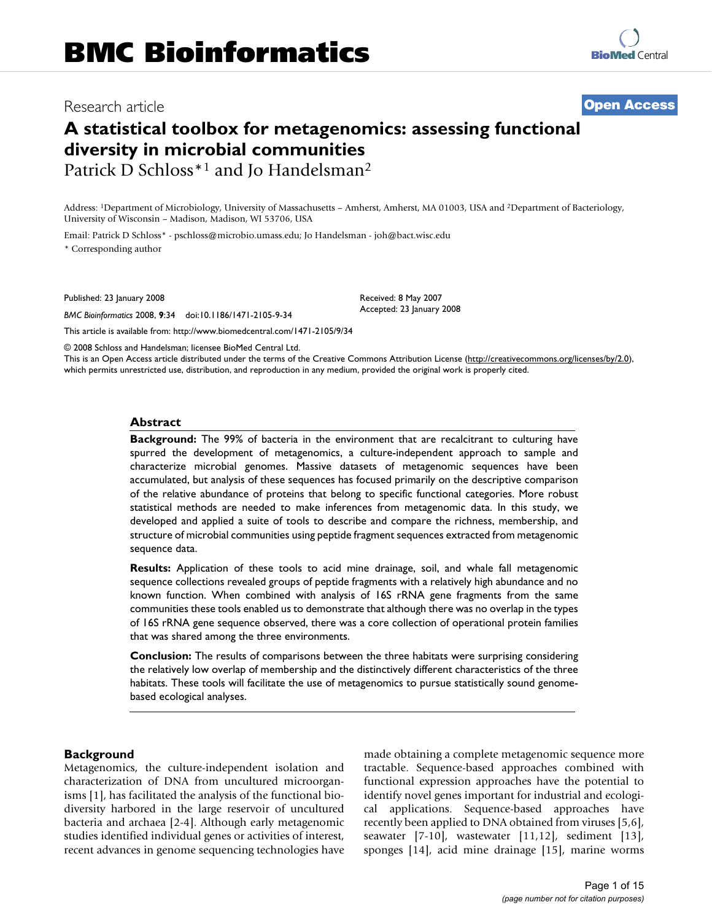# BMC Bioinformatics

Research article **Open Access**

# A statistical toolbox for metagenomics: assessing functional diversity in microbial communities

Patrick D Schloss*[1] and Jo Handelsman[2]

Address: [1]Department of Microbiology, University of Massachusetts – Amherst, Amherst, MA 01003, USA and [2]Department of Bacteriology, University of Wisconsin – Madison, Madison, WI 53706, USA

Email: Patrick D Schloss* - pschloss@microbio.umass.edu; Jo Handelsman - joh@bact.wisc.edu

\* Corresponding author

Published: 23 January 2008

*BMC Bioinformatics* 2008, **9**:34 doi:10.1186/1471-2105-9-34

Received: 8 May 2007
Accepted: 23 January 2008

This article is available from: http://www.biomedcentral.com/1471-2105/9/34

© 2008 Schloss and Handelsman; licensee BioMed Central Ltd.
This is an Open Access article distributed under the terms of the Creative Commons Attribution License (http://creativecommons.org/licenses/by/2.0), which permits unrestricted use, distribution, and reproduction in any medium, provided the original work is properly cited.

## Abstract

**Background:** The 99% of bacteria in the environment that are recalcitrant to culturing have spurred the development of metagenomics, a culture-independent approach to sample and characterize microbial genomes. Massive datasets of metagenomic sequences have been accumulated, but analysis of these sequences has focused primarily on the descriptive comparison of the relative abundance of proteins that belong to specific functional categories. More robust statistical methods are needed to make inferences from metagenomic data. In this study, we developed and applied a suite of tools to describe and compare the richness, membership, and structure of microbial communities using peptide fragment sequences extracted from metagenomic sequence data.

**Results:** Application of these tools to acid mine drainage, soil, and whale fall metagenomic sequence collections revealed groups of peptide fragments with a relatively high abundance and no known function. When combined with analysis of 16S rRNA gene fragments from the same communities these tools enabled us to demonstrate that although there was no overlap in the types of 16S rRNA gene sequence observed, there was a core collection of operational protein families that was shared among the three environments.

**Conclusion:** The results of comparisons between the three habitats were surprising considering the relatively low overlap of membership and the distinctively different characteristics of the three habitats. These tools will facilitate the use of metagenomics to pursue statistically sound genome-based ecological analyses.

## Background

Metagenomics, the culture-independent isolation and characterization of DNA from uncultured microorganisms [1], has facilitated the analysis of the functional biodiversity harbored in the large reservoir of uncultured bacteria and archaea [2-4]. Although early metagenomic studies identified individual genes or activities of interest, recent advances in genome sequencing technologies have made obtaining a complete metagenomic sequence more tractable. Sequence-based approaches combined with functional expression approaches have the potential to identify novel genes important for industrial and ecological applications. Sequence-based approaches have recently been applied to DNA obtained from viruses [5,6], seawater [7-10], wastewater [11,12], sediment [13], sponges [14], acid mine drainage [15], marine worms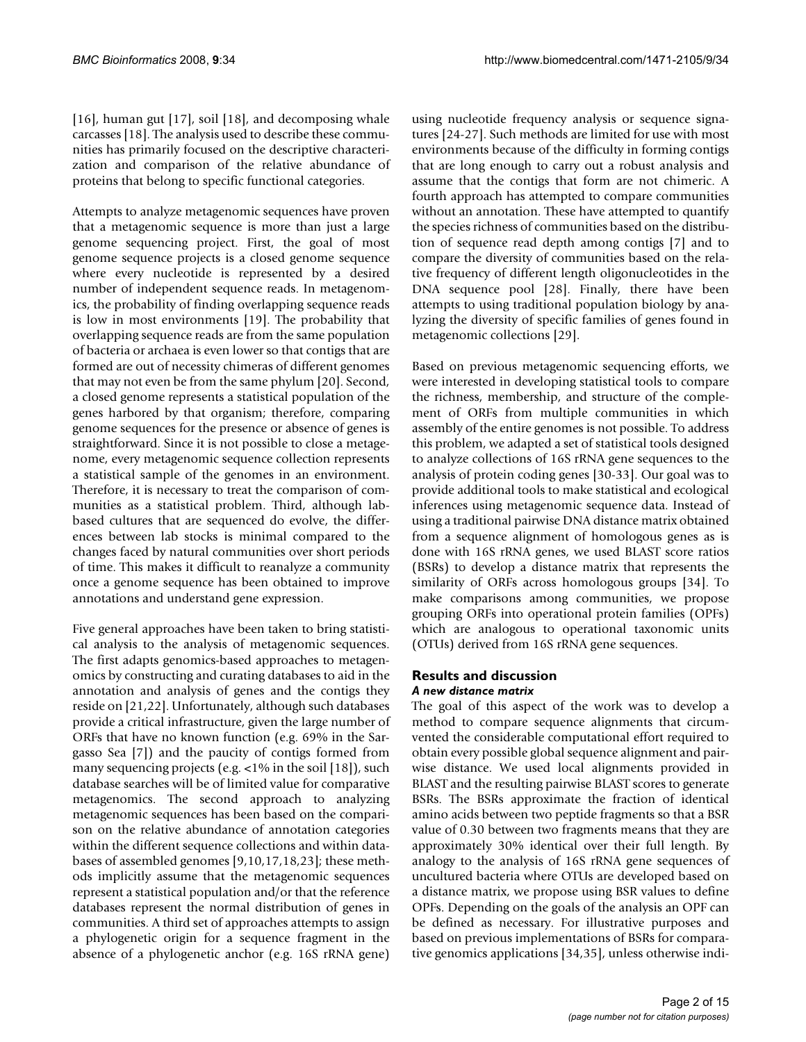[16], human gut [17], soil [18], and decomposing whale carcasses [18]. The analysis used to describe these communities has primarily focused on the descriptive characterization and comparison of the relative abundance of proteins that belong to specific functional categories.

Attempts to analyze metagenomic sequences have proven that a metagenomic sequence is more than just a large genome sequencing project. First, the goal of most genome sequence projects is a closed genome sequence where every nucleotide is represented by a desired number of independent sequence reads. In metagenomics, the probability of finding overlapping sequence reads is low in most environments [19]. The probability that overlapping sequence reads are from the same population of bacteria or archaea is even lower so that contigs that are formed are out of necessity chimeras of different genomes that may not even be from the same phylum [20]. Second, a closed genome represents a statistical population of the genes harbored by that organism; therefore, comparing genome sequences for the presence or absence of genes is straightforward. Since it is not possible to close a metagenome, every metagenomic sequence collection represents a statistical sample of the genomes in an environment. Therefore, it is necessary to treat the comparison of communities as a statistical problem. Third, although lab-based cultures that are sequenced do evolve, the differences between lab stocks is minimal compared to the changes faced by natural communities over short periods of time. This makes it difficult to reanalyze a community once a genome sequence has been obtained to improve annotations and understand gene expression.

Five general approaches have been taken to bring statistical analysis to the analysis of metagenomic sequences. The first adapts genomics-based approaches to metagenomics by constructing and curating databases to aid in the annotation and analysis of genes and the contigs they reside on [21,22]. Unfortunately, although such databases provide a critical infrastructure, given the large number of ORFs that have no known function (e.g. 69% in the Sargasso Sea [7]) and the paucity of contigs formed from many sequencing projects (e.g. <1% in the soil [18]), such database searches will be of limited value for comparative metagenomics. The second approach to analyzing metagenomic sequences has been based on the comparison on the relative abundance of annotation categories within the different sequence collections and within databases of assembled genomes [9,10,17,18,23]; these methods implicitly assume that the metagenomic sequences represent a statistical population and/or that the reference databases represent the normal distribution of genes in communities. A third set of approaches attempts to assign a phylogenetic origin for a sequence fragment in the absence of a phylogenetic anchor (e.g. 16S rRNA gene) using nucleotide frequency analysis or sequence signatures [24-27]. Such methods are limited for use with most environments because of the difficulty in forming contigs that are long enough to carry out a robust analysis and assume that the contigs that form are not chimeric. A fourth approach has attempted to compare communities without an annotation. These have attempted to quantify the species richness of communities based on the distribution of sequence read depth among contigs [7] and to compare the diversity of communities based on the relative frequency of different length oligonucleotides in the DNA sequence pool [28]. Finally, there have been attempts to using traditional population biology by analyzing the diversity of specific families of genes found in metagenomic collections [29].

Based on previous metagenomic sequencing efforts, we were interested in developing statistical tools to compare the richness, membership, and structure of the complement of ORFs from multiple communities in which assembly of the entire genomes is not possible. To address this problem, we adapted a set of statistical tools designed to analyze collections of 16S rRNA gene sequences to the analysis of protein coding genes [30-33]. Our goal was to provide additional tools to make statistical and ecological inferences using metagenomic sequence data. Instead of using a traditional pairwise DNA distance matrix obtained from a sequence alignment of homologous genes as is done with 16S rRNA genes, we used BLAST score ratios (BSRs) to develop a distance matrix that represents the similarity of ORFs across homologous groups [34]. To make comparisons among communities, we propose grouping ORFs into operational protein families (OPFs) which are analogous to operational taxonomic units (OTUs) derived from 16S rRNA gene sequences.

## Results and discussion

### *A new distance matrix*

The goal of this aspect of the work was to develop a method to compare sequence alignments that circumvented the considerable computational effort required to obtain every possible global sequence alignment and pairwise distance. We used local alignments provided in BLAST and the resulting pairwise BLAST scores to generate BSRs. The BSRs approximate the fraction of identical amino acids between two peptide fragments so that a BSR value of 0.30 between two fragments means that they are approximately 30% identical over their full length. By analogy to the analysis of 16S rRNA gene sequences of uncultured bacteria where OTUs are developed based on a distance matrix, we propose using BSR values to define OPFs. Depending on the goals of the analysis an OPF can be defined as necessary. For illustrative purposes and based on previous implementations of BSRs for comparative genomics applications [34,35], unless otherwise indi-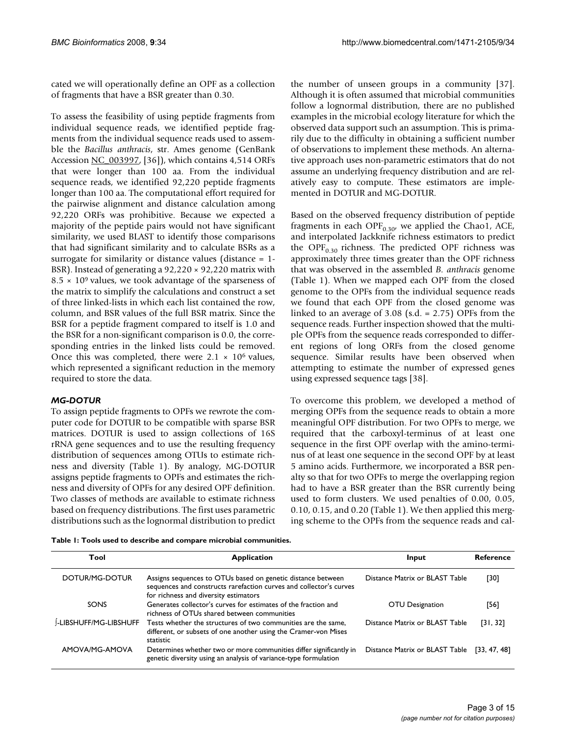cated we will operationally define an OPF as a collection of fragments that have a BSR greater than 0.30.

To assess the feasibility of using peptide fragments from individual sequence reads, we identified peptide fragments from the individual sequence reads used to assemble the *Bacillus anthracis*, str. Ames genome (GenBank Accession NC_003997, [36]), which contains 4,514 ORFs that were longer than 100 aa. From the individual sequence reads, we identified 92,220 peptide fragments longer than 100 aa. The computational effort required for the pairwise alignment and distance calculation among 92,220 ORFs was prohibitive. Because we expected a majority of the peptide pairs would not have significant similarity, we used BLAST to identify those comparisons that had significant similarity and to calculate BSRs as a surrogate for similarity or distance values (distance = 1-BSR). Instead of generating a 92,220 × 92,220 matrix with $8.5 \times 10^9$ values, we took advantage of the sparseness of the matrix to simplify the calculations and construct a set of three linked-lists in which each list contained the row, column, and BSR values of the full BSR matrix. Since the BSR for a peptide fragment compared to itself is 1.0 and the BSR for a non-significant comparison is 0.0, the corresponding entries in the linked lists could be removed. Once this was completed, there were $2.1 \times 10^6$ values, which represented a significant reduction in the memory required to store the data.

### *MG-DOTUR*

To assign peptide fragments to OPFs we rewrote the computer code for DOTUR to be compatible with sparse BSR matrices. DOTUR is used to assign collections of 16S rRNA gene sequences and to use the resulting frequency distribution of sequences among OTUs to estimate richness and diversity (Table 1). By analogy, MG-DOTUR assigns peptide fragments to OPFs and estimates the richness and diversity of OPFs for any desired OPF definition. Two classes of methods are available to estimate richness based on frequency distributions. The first uses parametric distributions such as the lognormal distribution to predict the number of unseen groups in a community [37]. Although it is often assumed that microbial communities follow a lognormal distribution, there are no published examples in the microbial ecology literature for which the observed data support such an assumption. This is primarily due to the difficulty in obtaining a sufficient number of observations to implement these methods. An alternative approach uses non-parametric estimators that do not assume an underlying frequency distribution and are relatively easy to compute. These estimators are implemented in DOTUR and MG-DOTUR.

Based on the observed frequency distribution of peptide fragments in each $OPF_{0.30}$, we applied the Chao1, ACE, and interpolated Jackknife richness estimators to predict the $OPF_{0.30}$ richness. The predicted OPF richness was approximately three times greater than the OPF richness that was observed in the assembled *B. anthracis* genome (Table 1). When we mapped each OPF from the closed genome to the OPFs from the individual sequence reads we found that each OPF from the closed genome was linked to an average of 3.08 (s.d. = 2.75) OPFs from the sequence reads. Further inspection showed that the multiple OPFs from the sequence reads corresponded to different regions of long ORFs from the closed genome sequence. Similar results have been observed when attempting to estimate the number of expressed genes using expressed sequence tags [38].

To overcome this problem, we developed a method of merging OPFs from the sequence reads to obtain a more meaningful OPF distribution. For two OPFs to merge, we required that the carboxyl-terminus of at least one sequence in the first OPF overlap with the amino-terminus of at least one sequence in the second OPF by at least 5 amino acids. Furthermore, we incorporated a BSR penalty so that for two OPFs to merge the overlapping region had to have a BSR greater than the BSR currently being used to form clusters. We used penalties of 0.00, 0.05, 0.10, 0.15, and 0.20 (Table 1). We then applied this merging scheme to the OPFs from the sequence reads and cal-

**Table 1: Tools used to describe and compare microbial communities.**

| Tool | Application | Input | Reference |
|---|---|---|---|
| DOTUR/MG-DOTUR | Assigns sequences to OTUs based on genetic distance between sequences and constructs rarefaction curves and collector's curves for richness and diversity estimators | Distance Matrix or BLAST Table | [30] |
| SONS | Generates collector's curves for estimates of the fraction and richness of OTUs shared between communities | OTU Designation | [56] |
| ∫-LIBSHUFF/MG-LIBSHUFF | Tests whether the structures of two communities are the same, different, or subsets of one another using the Cramer-von Mises statistic | Distance Matrix or BLAST Table | [31, 32] |
| AMOVA/MG-AMOVA | Determines whether two or more communities differ significantly in genetic diversity using an analysis of variance-type formulation | Distance Matrix or BLAST Table | [33, 47, 48] |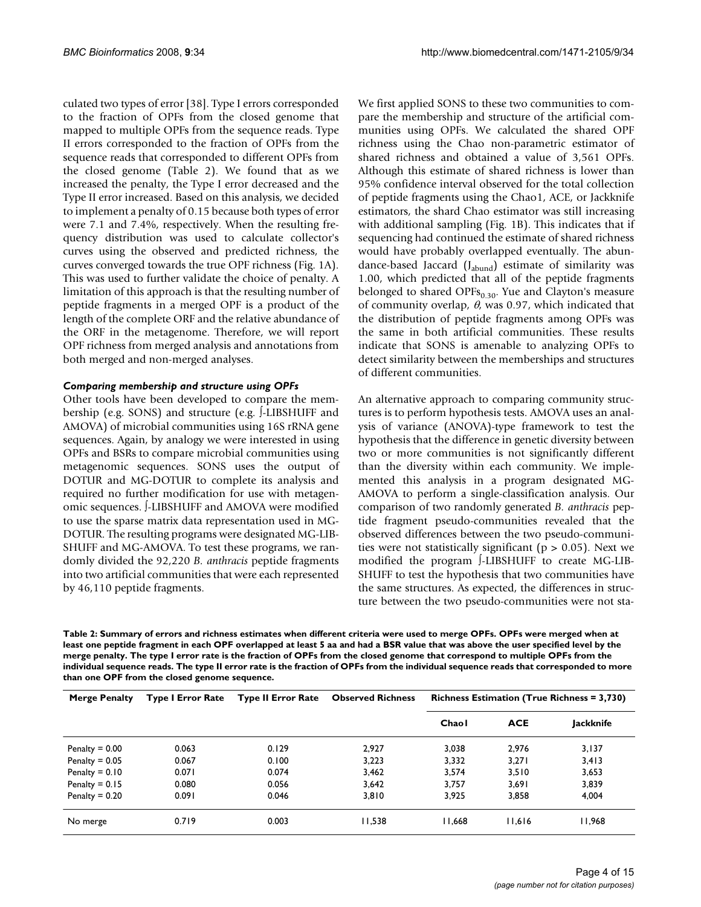culated two types of error [38]. Type I errors corresponded to the fraction of OPFs from the closed genome that mapped to multiple OPFs from the sequence reads. Type II errors corresponded to the fraction of OPFs from the sequence reads that corresponded to different OPFs from the closed genome (Table 2). We found that as we increased the penalty, the Type I error decreased and the Type II error increased. Based on this analysis, we decided to implement a penalty of 0.15 because both types of error were 7.1 and 7.4%, respectively. When the resulting frequency distribution was used to calculate collector's curves using the observed and predicted richness, the curves converged towards the true OPF richness (Fig. 1A). This was used to further validate the choice of penalty. A limitation of this approach is that the resulting number of peptide fragments in a merged OPF is a product of the length of the complete ORF and the relative abundance of the ORF in the metagenome. Therefore, we will report OPF richness from merged analysis and annotations from both merged and non-merged analyses.

### *Comparing membership and structure using OPFs*

Other tools have been developed to compare the membership (e.g. SONS) and structure (e.g. ∫-LIBSHUFF and AMOVA) of microbial communities using 16S rRNA gene sequences. Again, by analogy we were interested in using OPFs and BSRs to compare microbial communities using metagenomic sequences. SONS uses the output of DOTUR and MG-DOTUR to complete its analysis and required no further modification for use with metagenomic sequences. ∫-LIBSHUFF and AMOVA were modified to use the sparse matrix data representation used in MG-DOTUR. The resulting programs were designated MG-LIBSHUFF and MG-AMOVA. To test these programs, we randomly divided the 92,220 *B. anthracis* peptide fragments into two artificial communities that were each represented by 46,110 peptide fragments.

We first applied SONS to these two communities to compare the membership and structure of the artificial communities using OPFs. We calculated the shared OPF richness using the Chao non-parametric estimator of shared richness and obtained a value of 3,561 OPFs. Although this estimate of shared richness is lower than 95% confidence interval observed for the total collection of peptide fragments using the Chao1, ACE, or Jackknife estimators, the shard Chao estimator was still increasing with additional sampling (Fig. 1B). This indicates that if sequencing had continued the estimate of shared richness would have probably overlapped eventually. The abundance-based Jaccard ($J_{abund}$) estimate of similarity was 1.00, which predicted that all of the peptide fragments belonged to shared $OPFs_{0.30}$. Yue and Clayton's measure of community overlap, $\theta$, was 0.97, which indicated that the distribution of peptide fragments among OPFs was the same in both artificial communities. These results indicate that SONS is amenable to analyzing OPFs to detect similarity between the memberships and structures of different communities.

An alternative approach to comparing community structures is to perform hypothesis tests. AMOVA uses an analysis of variance (ANOVA)-type framework to test the hypothesis that the difference in genetic diversity between two or more communities is not significantly different than the diversity within each community. We implemented this analysis in a program designated MG-AMOVA to perform a single-classification analysis. Our comparison of two randomly generated *B. anthracis* peptide fragment pseudo-communities revealed that the observed differences between the two pseudo-communities were not statistically significant ($p > 0.05$). Next we modified the program ∫-LIBSHUFF to create MG-LIBSHUFF to test the hypothesis that two communities have the same structures. As expected, the differences in structure between the two pseudo-communities were not sta-

**Table 2: Summary of errors and richness estimates when different criteria were used to merge OPFs. OPFs were merged when at least one peptide fragment in each OPF overlapped at least 5 aa and had a BSR value that was above the user specified level by the merge penalty. The type I error rate is the fraction of OPFs from the closed genome that correspond to multiple OPFs from the individual sequence reads. The type II error rate is the fraction of OPFs from the individual sequence reads that corresponded to more than one OPF from the closed genome sequence.**

| Merge Penalty | Type I Error Rate | Type II Error Rate | Observed Richness | Richness Estimation (True Richness = 3,730) | | |
|---|---|---|---|---|---|---|
| | | | | Chao1 | ACE | Jackknife |
| Penalty = 0.00 | 0.063 | 0.129 | 2,927 | 3,038 | 2,976 | 3,137 |
| Penalty = 0.05 | 0.067 | 0.100 | 3,223 | 3,332 | 3,271 | 3,413 |
| Penalty = 0.10 | 0.071 | 0.074 | 3,462 | 3,574 | 3,510 | 3,653 |
| Penalty = 0.15 | 0.080 | 0.056 | 3,642 | 3,757 | 3,691 | 3,839 |
| Penalty = 0.20 | 0.091 | 0.046 | 3,810 | 3,925 | 3,858 | 4,004 |
| No merge | 0.719 | 0.003 | 11,538 | 11,668 | 11,616 | 11,968 |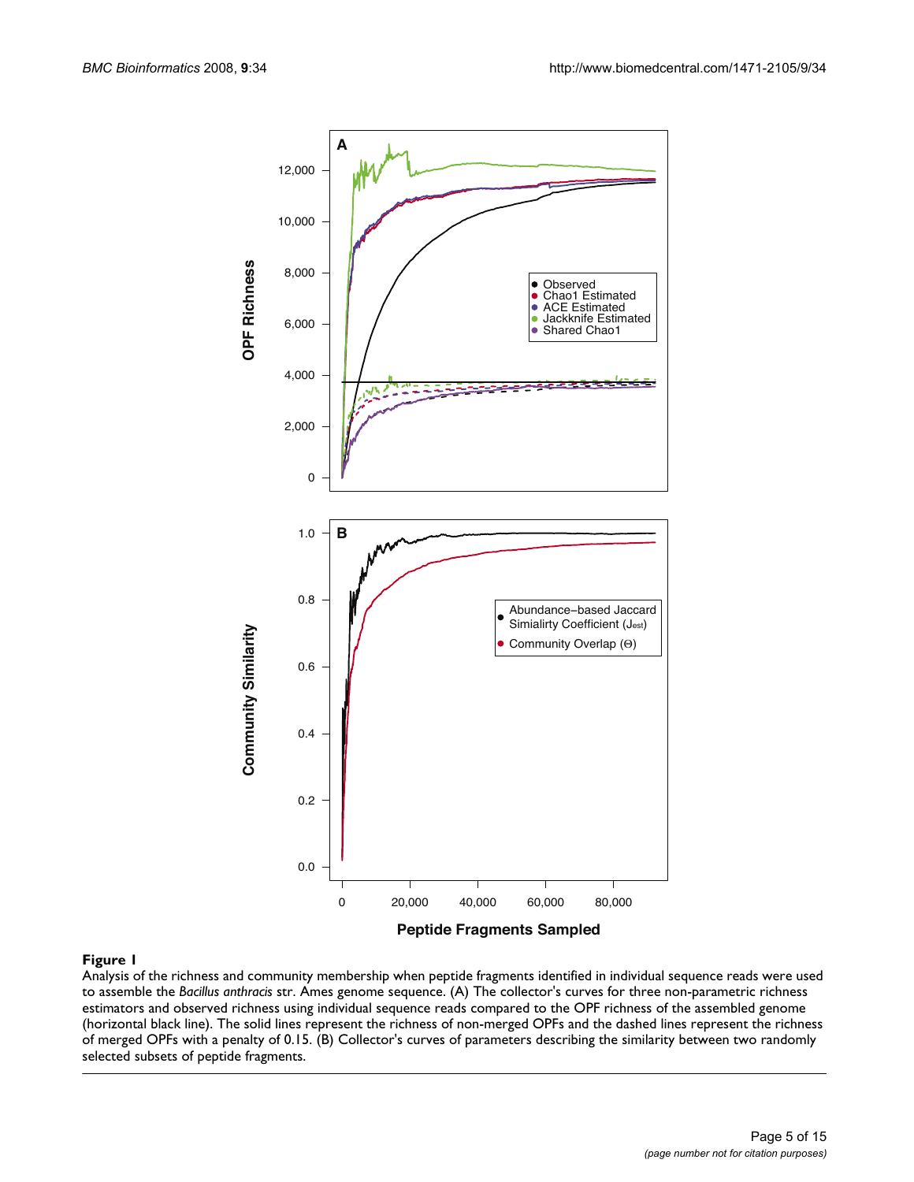**Figure 1**

Analysis of the richness and community membership when peptide fragments identified in individual sequence reads were used to assemble the *Bacillus anthracis* str. Ames genome sequence. (A) The collector's curves for three non-parametric richness estimators and observed richness using individual sequence reads compared to the OPF richness of the assembled genome (horizontal black line). The solid lines represent the richness of non-merged OPFs and the dashed lines represent the richness of merged OPFs with a penalty of 0.15. (B) Collector's curves of parameters describing the similarity between two randomly selected subsets of peptide fragments.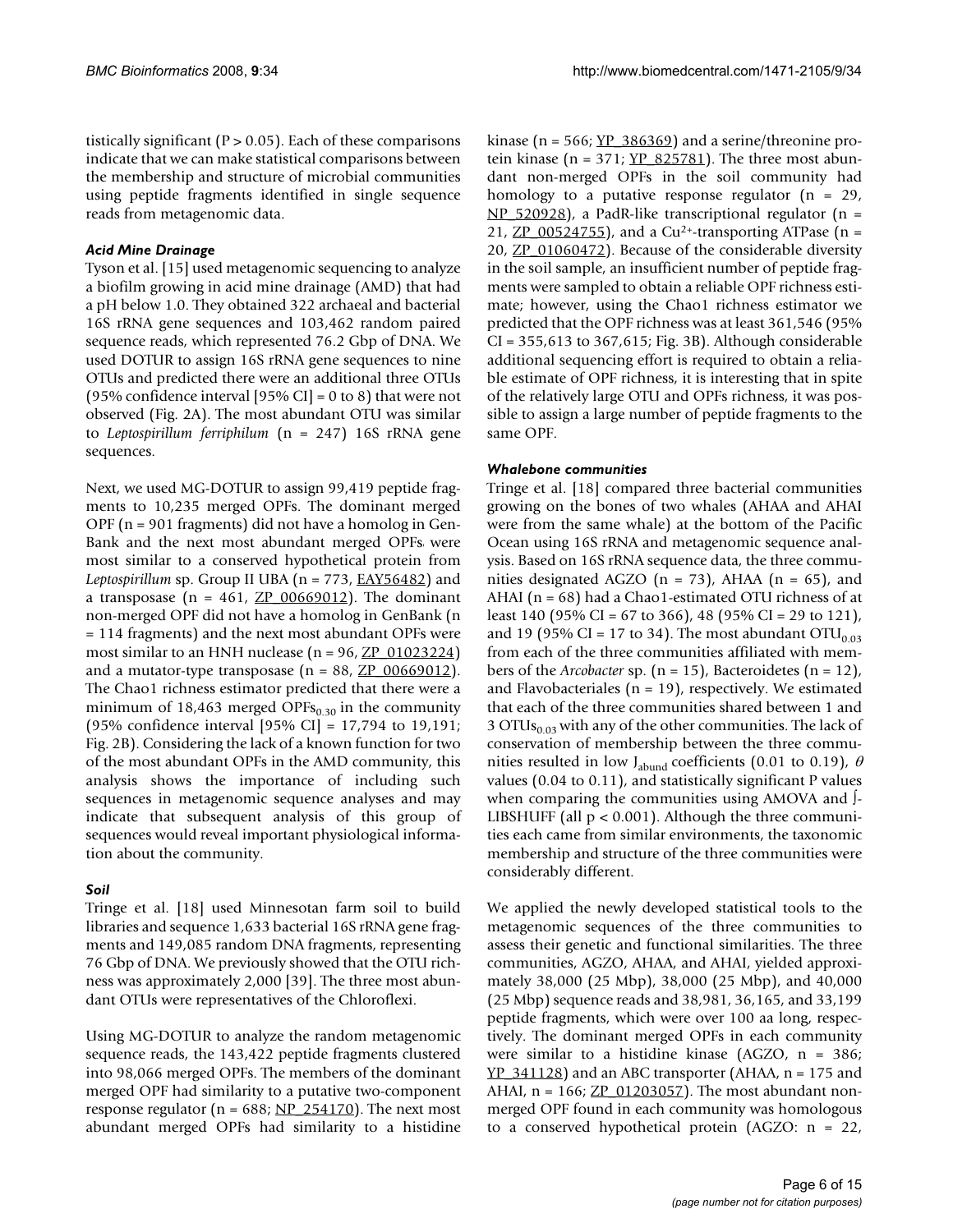tistically significant ($P > 0.05$). Each of these comparisons indicate that we can make statistical comparisons between the membership and structure of microbial communities using peptide fragments identified in single sequence reads from metagenomic data.

### *Acid Mine Drainage*

Tyson et al. [15] used metagenomic sequencing to analyze a biofilm growing in acid mine drainage (AMD) that had a pH below 1.0. They obtained 322 archaeal and bacterial 16S rRNA gene sequences and 103,462 random paired sequence reads, which represented 76.2 Gbp of DNA. We used DOTUR to assign 16S rRNA gene sequences to nine OTUs and predicted there were an additional three OTUs (95% confidence interval [95% CI] = 0 to 8) that were not observed (Fig. 2A). The most abundant OTU was similar to *Leptospirillum ferriphilum* (n = 247) 16S rRNA gene sequences.

Next, we used MG-DOTUR to assign 99,419 peptide fragments to 10,235 merged OPFs. The dominant merged OPF (n = 901 fragments) did not have a homolog in GenBank and the next most abundant merged OPFs were most similar to a conserved hypothetical protein from *Leptospirillum* sp. Group II UBA (n = 773, EAY56482) and a transposase (n = 461, ZP_00669012). The dominant non-merged OPF did not have a homolog in GenBank (n = 114 fragments) and the next most abundant OPFs were most similar to an HNH nuclease (n = 96, ZP_01023224) and a mutator-type transposase (n = 88, ZP_00669012). The Chao1 richness estimator predicted that there were a minimum of 18,463 merged $\text{OPFs}_{0.30}$ in the community (95% confidence interval [95% CI] = 17,794 to 19,191; Fig. 2B). Considering the lack of a known function for two of the most abundant OPFs in the AMD community, this analysis shows the importance of including such sequences in metagenomic sequence analyses and may indicate that subsequent analysis of this group of sequences would reveal important physiological information about the community.

### *Soil*

Tringe et al. [18] used Minnesotan farm soil to build libraries and sequence 1,633 bacterial 16S rRNA gene fragments and 149,085 random DNA fragments, representing 76 Gbp of DNA. We previously showed that the OTU richness was approximately 2,000 [39]. The three most abundant OTUs were representatives of the Chloroflexi.

Using MG-DOTUR to analyze the random metagenomic sequence reads, the 143,422 peptide fragments clustered into 98,066 merged OPFs. The members of the dominant merged OPF had similarity to a putative two-component response regulator (n = 688; NP_254170). The next most abundant merged OPFs had similarity to a histidine kinase (n = 566; YP_386369) and a serine/threonine protein kinase (n = 371; YP_825781). The three most abundant non-merged OPFs in the soil community had homology to a putative response regulator (n = 29, NP_520928), a PadR-like transcriptional regulator (n = 21, ZP_00524755), and a $Cu^{2+}$-transporting ATPase (n = 20, ZP_01060472). Because of the considerable diversity in the soil sample, an insufficient number of peptide fragments were sampled to obtain a reliable OPF richness estimate; however, using the Chao1 richness estimator we predicted that the OPF richness was at least 361,546 (95% CI = 355,613 to 367,615; Fig. 3B). Although considerable additional sequencing effort is required to obtain a reliable estimate of OPF richness, it is interesting that in spite of the relatively large OTU and OPFs richness, it was possible to assign a large number of peptide fragments to the same OPF.

### *Whalebone communities*

Tringe et al. [18] compared three bacterial communities growing on the bones of two whales (AHAA and AHAI were from the same whale) at the bottom of the Pacific Ocean using 16S rRNA and metagenomic sequence analysis. Based on 16S rRNA sequence data, the three communities designated AGZO (n = 73), AHAA (n = 65), and AHAI (n = 68) had a Chao1-estimated OTU richness of at least 140 (95% CI = 67 to 366), 48 (95% CI = 29 to 121), and 19 (95% CI = 17 to 34). The most abundant $\text{OTU}_{0.03}$ from each of the three communities affiliated with members of the *Arcobacter* sp. (n = 15), Bacteroidetes (n = 12), and Flavobacteriales (n = 19), respectively. We estimated that each of the three communities shared between 1 and 3 $\text{OTUs}_{0.03}$ with any of the other communities. The lack of conservation of membership between the three communities resulted in low $J_{abund}$ coefficients (0.01 to 0.19), $\theta$ values (0.04 to 0.11), and statistically significant P values when comparing the communities using AMOVA and ∫-LIBSHUFF (all $p < 0.001$). Although the three communities each came from similar environments, the taxonomic membership and structure of the three communities were considerably different.

We applied the newly developed statistical tools to the metagenomic sequences of the three communities to assess their genetic and functional similarities. The three communities, AGZO, AHAA, and AHAI, yielded approximately 38,000 (25 Mbp), 38,000 (25 Mbp), and 40,000 (25 Mbp) sequence reads and 38,981, 36,165, and 33,199 peptide fragments, which were over 100 aa long, respectively. The dominant merged OPFs in each community were similar to a histidine kinase (AGZO, n = 386; YP_341128) and an ABC transporter (AHAA, n = 175 and AHAI, n = 166; ZP_01203057). The most abundant non-merged OPF found in each community was homologous to a conserved hypothetical protein (AGZO: n = 22,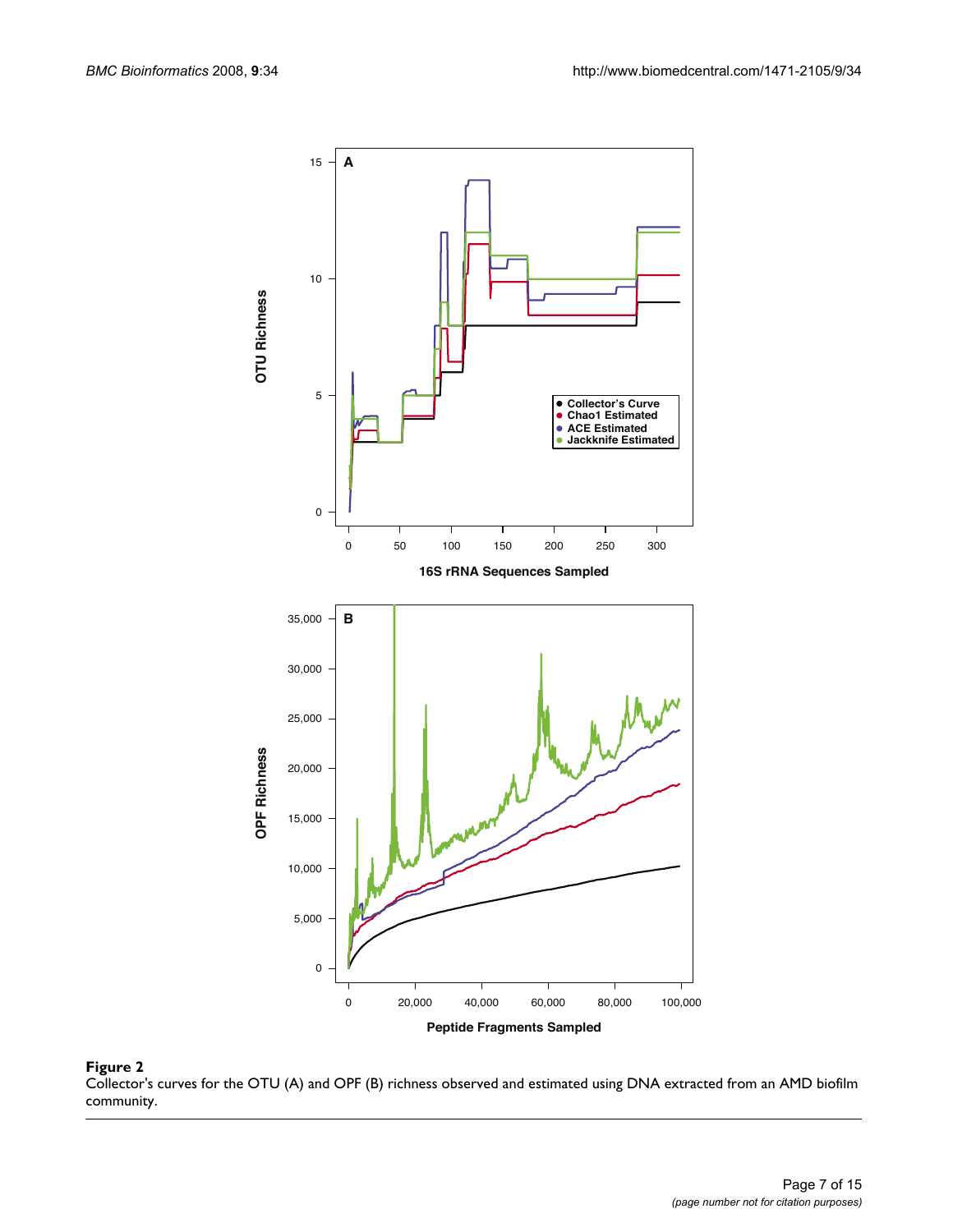**Figure 2**
Collector's curves for the OTU (A) and OPF (B) richness observed and estimated using DNA extracted from an AMD biofilm community.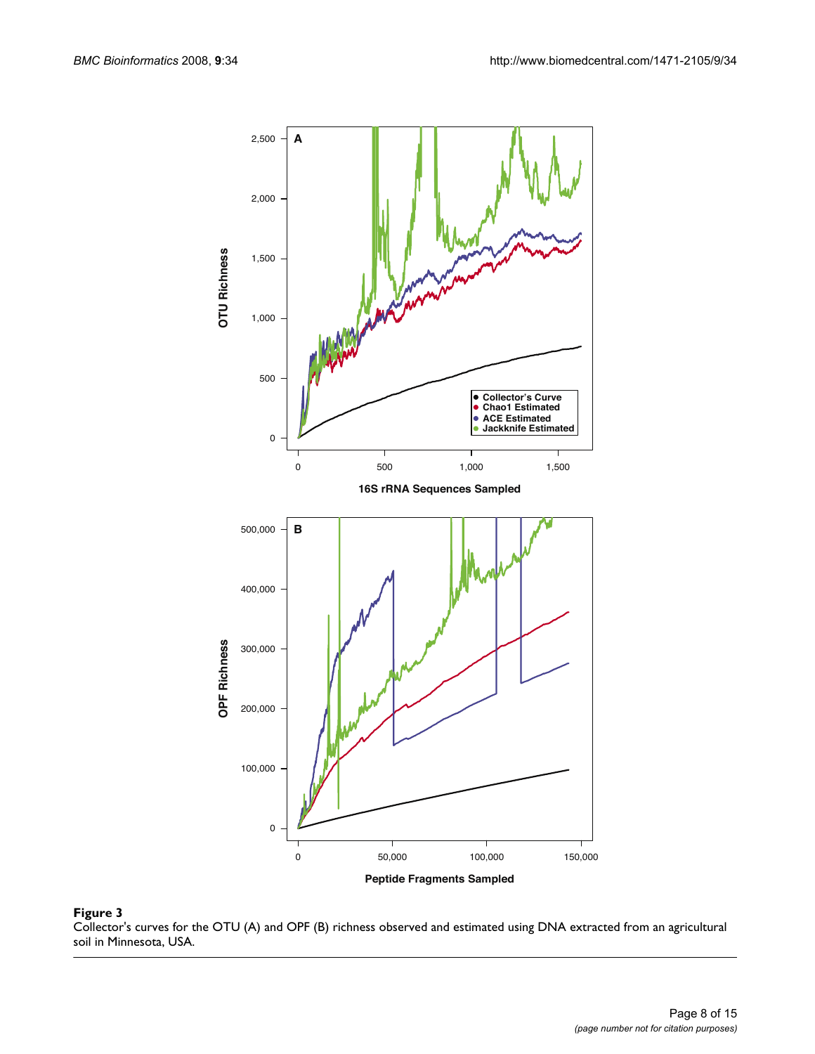**Figure 3**
Collector's curves for the OTU (A) and OPF (B) richness observed and estimated using DNA extracted from an agricultural soil in Minnesota, USA.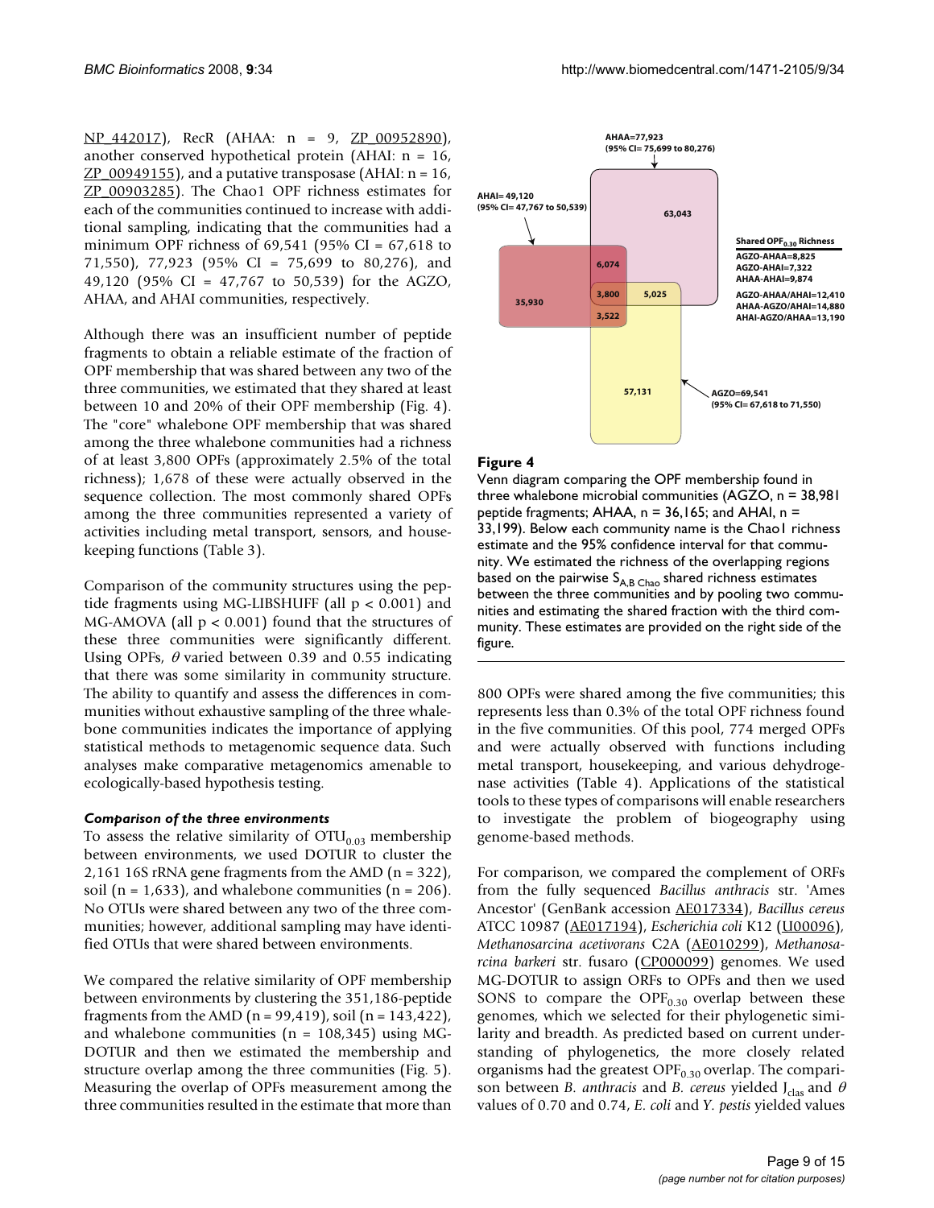NP_442017), RecR (AHAA: n = 9, ZP_00952890), another conserved hypothetical protein (AHAI: n = 16, ZP_00949155), and a putative transposase (AHAI: n = 16, ZP_00903285). The Chao1 OPF richness estimates for each of the communities continued to increase with additional sampling, indicating that the communities had a minimum OPF richness of 69,541 (95% CI = 67,618 to 71,550), 77,923 (95% CI = 75,699 to 80,276), and 49,120 (95% CI = 47,767 to 50,539) for the AGZO, AHAA, and AHAI communities, respectively.

Although there was an insufficient number of peptide fragments to obtain a reliable estimate of the fraction of OPF membership that was shared between any two of the three communities, we estimated that they shared at least between 10 and 20% of their OPF membership (Fig. 4). The "core" whalebone OPF membership that was shared among the three whalebone communities had a richness of at least 3,800 OPFs (approximately 2.5% of the total richness); 1,678 of these were actually observed in the sequence collection. The most commonly shared OPFs among the three communities represented a variety of activities including metal transport, sensors, and housekeeping functions (Table 3).

Comparison of the community structures using the peptide fragments using MG-LIBSHUFF (all $p < 0.001$) and MG-AMOVA (all $p < 0.001$) found that the structures of these three communities were significantly different. Using OPFs, $\theta$ varied between 0.39 and 0.55 indicating that there was some similarity in community structure. The ability to quantify and assess the differences in communities without exhaustive sampling of the three whalebone communities indicates the importance of applying statistical methods to metagenomic sequence data. Such analyses make comparative metagenomics amenable to ecologically-based hypothesis testing.

### *Comparison of the three environments*

To assess the relative similarity of $OTU_{0.03}$ membership between environments, we used DOTUR to cluster the 2,161 16S rRNA gene fragments from the AMD (n = 322), soil (n = 1,633), and whalebone communities (n = 206). No OTUs were shared between any two of the three communities; however, additional sampling may have identified OTUs that were shared between environments.

We compared the relative similarity of OPF membership between environments by clustering the 351,186-peptide fragments from the AMD (n = 99,419), soil (n = 143,422), and whalebone communities (n = 108,345) using MG-DOTUR and then we estimated the membership and structure overlap among the three communities (Fig. 5). Measuring the overlap of OPFs measurement among the three communities resulted in the estimate that more than 800 OPFs were shared among the five communities; this represents less than 0.3% of the total OPF richness found in the five communities. Of this pool, 774 merged OPFs and were actually observed with functions including metal transport, housekeeping, and various dehydrogenase activities (Table 4). Applications of the statistical tools to these types of comparisons will enable researchers to investigate the problem of biogeography using genome-based methods.

AHAA=77,923
(95% CI= 75,699 to 80,276)

AHAI= 49,120
(95% CI= 47,767 to 50,539)

63,043

6,074

3,800

5,025

35,930

3,522

57,131

AGZO=69,541
(95% CI= 67,618 to 71,550)

**Shared $OPF_{0.30}$ Richness**
AGZO-AHAA=8,825
AGZO-AHAI=7,322
AHAA-AHAI=9,874
AGZO-AHAA/AHAI=12,410
AHAA-AGZO/AHAI=14,880
AHAI-AGZO/AHAA=13,190

**Figure 4**

Venn diagram comparing the OPF membership found in three whalebone microbial communities (AGZO, n = 38,981 peptide fragments; AHAA, n = 36,165; and AHAI, n = 33,199). Below each community name is the Chao1 richness estimate and the 95% confidence interval for that community. We estimated the richness of the overlapping regions based on the pairwise $S_{A,B\ Chao}$ shared richness estimates between the three communities and by pooling two communities and estimating the shared fraction with the third community. These estimates are provided on the right side of the figure.

For comparison, we compared the complement of ORFs from the fully sequenced *Bacillus anthracis* str. 'Ames Ancestor' (GenBank accession AE017334), *Bacillus cereus* ATCC 10987 (AE017194), *Escherichia coli* K12 (U00096), *Methanosarcina acetivorans* C2A (AE010299), *Methanosarcina barkeri* str. fusaro (CP000099) genomes. We used MG-DOTUR to assign ORFs to OPFs and then we used SONS to compare the $OPF_{0.30}$ overlap between these genomes, which we selected for their phylogenetic similarity and breadth. As predicted based on current understanding of phylogenetics, the more closely related organisms had the greatest $OPF_{0.30}$ overlap. The comparison between *B. anthracis* and *B. cereus* yielded $J_{clas}$ and $\theta$ values of 0.70 and 0.74, *E. coli* and *Y. pestis* yielded values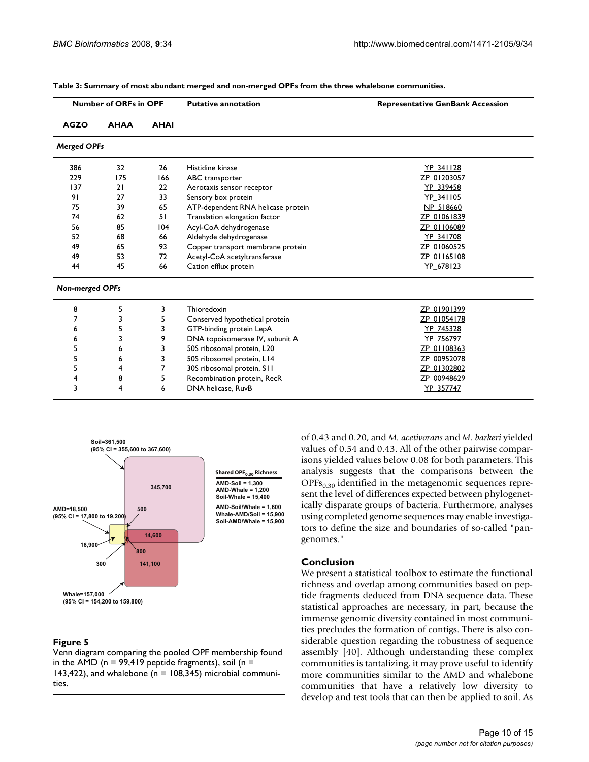**Table 3: Summary of most abundant merged and non-merged OPFs from the three whalebone communities.**

| Number of ORFs in OPF | | | Putative annotation | Representative GenBank Accession |
|---|---|---|---|---|
| **AGZO** | **AHAA** | **AHAI** | | |
| ***Merged OPFs*** | | | | |
| 386 | 32 | 26 | Histidine kinase | YP_341128 |
| 229 | 175 | 166 | ABC transporter | ZP_01203057 |
| 137 | 21 | 22 | Aerotaxis sensor receptor | YP_339458 |
| 91 | 27 | 33 | Sensory box protein | YP_341105 |
| 75 | 39 | 65 | ATP-dependent RNA helicase protein | NP_518660 |
| 74 | 62 | 51 | Translation elongation factor | ZP_01061839 |
| 56 | 85 | 104 | Acyl-CoA dehydrogenase | ZP_01106089 |
| 52 | 68 | 66 | Aldehyde dehydrogenase | YP_341708 |
| 49 | 65 | 93 | Copper transport membrane protein | ZP_01060525 |
| 49 | 53 | 72 | Acetyl-CoA acetyltransferase | ZP_01165108 |
| 44 | 45 | 66 | Cation efflux protein | YP_678123 |
| ***Non-merged OPFs*** | | | | |
| 8 | 5 | 3 | Thioredoxin | ZP_01901399 |
| 7 | 3 | 5 | Conserved hypothetical protein | ZP_01054178 |
| 6 | 5 | 3 | GTP-binding protein LepA | YP_745328 |
| 6 | 3 | 9 | DNA topoisomerase IV, subunit A | YP_756797 |
| 5 | 6 | 3 | 50S ribosomal protein, L20 | ZP_01108363 |
| 5 | 6 | 3 | 50S ribosomal protein, L14 | ZP_00952078 |
| 5 | 4 | 7 | 30S ribosomal protein, S11 | ZP_01302802 |
| 4 | 8 | 5 | Recombination protein, RecR | ZP_00948629 |
| 3 | 4 | 6 | DNA helicase, RuvB | YP_357747 |

**Figure 5**

Venn diagram comparing the pooled OPF membership found in the AMD (n = 99,419 peptide fragments), soil (n = 143,422), and whalebone (n = 108,345) microbial communities.

of 0.43 and 0.20, and *M. acetivorans* and *M. barkeri* yielded values of 0.54 and 0.43. All of the other pairwise comparisons yielded values below 0.08 for both parameters. This analysis suggests that the comparisons between the $OPFs_{0.30}$ identified in the metagenomic sequences represent the level of differences expected between phylogenetically disparate groups of bacteria. Furthermore, analyses using completed genome sequences may enable investigators to define the size and boundaries of so-called "pangenomes."

## Conclusion

We present a statistical toolbox to estimate the functional richness and overlap among communities based on peptide fragments deduced from DNA sequence data. These statistical approaches are necessary, in part, because the immense genomic diversity contained in most communities precludes the formation of contigs. There is also considerable question regarding the robustness of sequence assembly [40]. Although understanding these complex communities is tantalizing, it may prove useful to identify more communities similar to the AMD and whalebone communities that have a relatively low diversity to develop and test tools that can then be applied to soil. As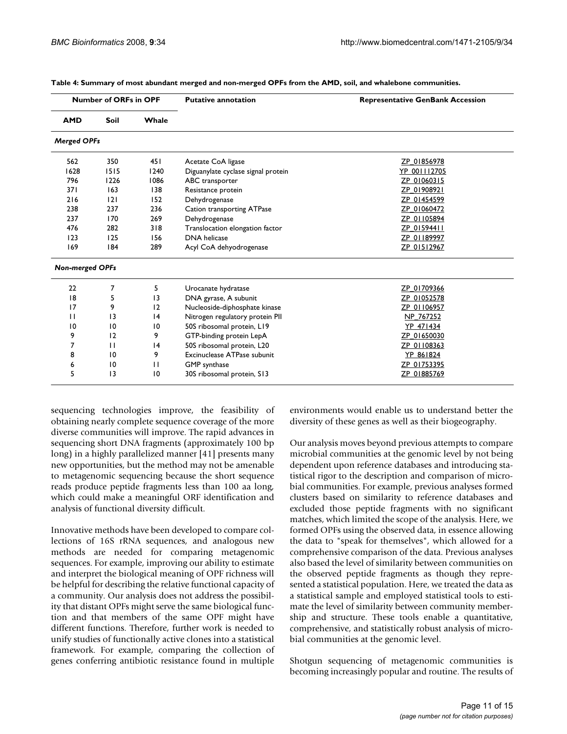**Table 4: Summary of most abundant merged and non-merged OPFs from the AMD, soil, and whalebone communities.**

| Number of ORFs in OPF | | | Putative annotation | Representative GenBank Accession |
|---|---|---|---|---|
| AMD | Soil | Whale | | |
| *Merged OPFs* | | | | |
| 562 | 350 | 451 | Acetate CoA ligase | ZP_01856978 |
| 1628 | 1515 | 1240 | Diguanylate cyclase signal protein | YP_001112705 |
| 796 | 1226 | 1086 | ABC transporter | ZP_01060315 |
| 371 | 163 | 138 | Resistance protein | ZP_01908921 |
| 216 | 121 | 152 | Dehydrogenase | ZP_01454599 |
| 238 | 237 | 236 | Cation transporting ATPase | ZP_01060472 |
| 237 | 170 | 269 | Dehydrogenase | ZP_01105894 |
| 476 | 282 | 318 | Translocation elongation factor | ZP_01594411 |
| 123 | 125 | 156 | DNA helicase | ZP_01189997 |
| 169 | 184 | 289 | Acyl CoA dehyodrogenase | ZP_01512967 |
| *Non-merged OPFs* | | | | |
| 22 | 7 | 5 | Urocanate hydratase | ZP_01709366 |
| 18 | 5 | 13 | DNA gyrase, A subunit | ZP_01052578 |
| 17 | 9 | 12 | Nucleoside-diphosphate kinase | ZP_01106957 |
| 11 | 13 | 14 | Nitrogen regulatory protein PII | NP_767252 |
| 10 | 10 | 10 | 50S ribosomal protein, L19 | YP_471434 |
| 9 | 12 | 9 | GTP-binding protein LepA | ZP_01650030 |
| 7 | 11 | 14 | 50S ribosomal protein, L20 | ZP_01108363 |
| 8 | 10 | 9 | Excinuclease ATPase subunit | YP_861824 |
| 6 | 10 | 11 | GMP synthase | ZP_01753395 |
| 5 | 13 | 10 | 30S ribosomal protein, S13 | ZP_01885769 |

sequencing technologies improve, the feasibility of obtaining nearly complete sequence coverage of the more diverse communities will improve. The rapid advances in sequencing short DNA fragments (approximately 100 bp long) in a highly parallelized manner [41] presents many new opportunities, but the method may not be amenable to metagenomic sequencing because the short sequence reads produce peptide fragments less than 100 aa long, which could make a meaningful ORF identification and analysis of functional diversity difficult.

Innovative methods have been developed to compare collections of 16S rRNA sequences, and analogous new methods are needed for comparing metagenomic sequences. For example, improving our ability to estimate and interpret the biological meaning of OPF richness will be helpful for describing the relative functional capacity of a community. Our analysis does not address the possibility that distant OPFs might serve the same biological function and that members of the same OPF might have different functions. Therefore, further work is needed to unify studies of functionally active clones into a statistical framework. For example, comparing the collection of genes conferring antibiotic resistance found in multiple environments would enable us to understand better the diversity of these genes as well as their biogeography.

Our analysis moves beyond previous attempts to compare microbial communities at the genomic level by not being dependent upon reference databases and introducing statistical rigor to the description and comparison of microbial communities. For example, previous analyses formed clusters based on similarity to reference databases and excluded those peptide fragments with no significant matches, which limited the scope of the analysis. Here, we formed OPFs using the observed data, in essence allowing the data to "speak for themselves", which allowed for a comprehensive comparison of the data. Previous analyses also based the level of similarity between communities on the observed peptide fragments as though they represented a statistical population. Here, we treated the data as a statistical sample and employed statistical tools to estimate the level of similarity between community membership and structure. These tools enable a quantitative, comprehensive, and statistically robust analysis of microbial communities at the genomic level.

Shotgun sequencing of metagenomic communities is becoming increasingly popular and routine. The results of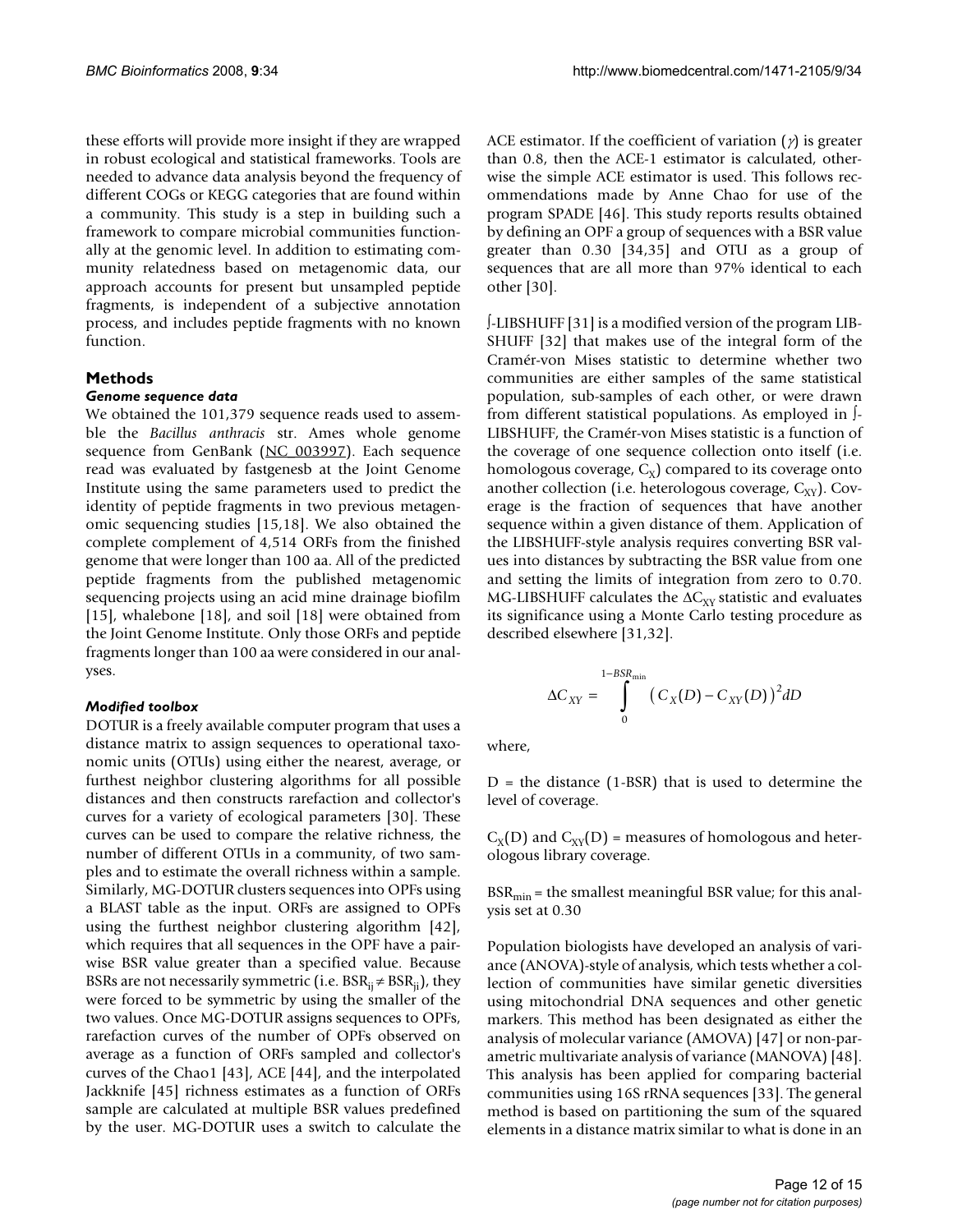these efforts will provide more insight if they are wrapped in robust ecological and statistical frameworks. Tools are needed to advance data analysis beyond the frequency of different COGs or KEGG categories that are found within a community. This study is a step in building such a framework to compare microbial communities functionally at the genomic level. In addition to estimating community relatedness based on metagenomic data, our approach accounts for present but unsampled peptide fragments, is independent of a subjective annotation process, and includes peptide fragments with no known function.

## Methods

### *Genome sequence data*

We obtained the 101,379 sequence reads used to assemble the *Bacillus anthracis* str. Ames whole genome sequence from GenBank (NC_003997). Each sequence read was evaluated by fastgenesb at the Joint Genome Institute using the same parameters used to predict the identity of peptide fragments in two previous metagenomic sequencing studies [15,18]. We also obtained the complete complement of 4,514 ORFs from the finished genome that were longer than 100 aa. All of the predicted peptide fragments from the published metagenomic sequencing projects using an acid mine drainage biofilm [15], whalebone [18], and soil [18] were obtained from the Joint Genome Institute. Only those ORFs and peptide fragments longer than 100 aa were considered in our analyses.

### *Modified toolbox*

DOTUR is a freely available computer program that uses a distance matrix to assign sequences to operational taxonomic units (OTUs) using either the nearest, average, or furthest neighbor clustering algorithms for all possible distances and then constructs rarefaction and collector's curves for a variety of ecological parameters [30]. These curves can be used to compare the relative richness, the number of different OTUs in a community, of two samples and to estimate the overall richness within a sample. Similarly, MG-DOTUR clusters sequences into OPFs using a BLAST table as the input. ORFs are assigned to OPFs using the furthest neighbor clustering algorithm [42], which requires that all sequences in the OPF have a pairwise BSR value greater than a specified value. Because BSRs are not necessarily symmetric (i.e. $BSR_{ij} \neq BSR_{ji}$), they were forced to be symmetric by using the smaller of the two values. Once MG-DOTUR assigns sequences to OPFs, rarefaction curves of the number of OPFs observed on average as a function of ORFs sampled and collector's curves of the Chao1 [43], ACE [44], and the interpolated Jackknife [45] richness estimates as a function of ORFs sample are calculated at multiple BSR values predefined by the user. MG-DOTUR uses a switch to calculate the ACE estimator. If the coefficient of variation ($\gamma$) is greater than 0.8, then the ACE-1 estimator is calculated, otherwise the simple ACE estimator is used. This follows recommendations made by Anne Chao for use of the program SPADE [46]. This study reports results obtained by defining an OPF a group of sequences with a BSR value greater than 0.30 [34,35] and OTU as a group of sequences that are all more than 97% identical to each other [30].

∫-LIBSHUFF [31] is a modified version of the program LIBSHUFF [32] that makes use of the integral form of the Cramér-von Mises statistic to determine whether two communities are either samples of the same statistical population, sub-samples of each other, or were drawn from different statistical populations. As employed in ∫-LIBSHUFF, the Cramér-von Mises statistic is a function of the coverage of one sequence collection onto itself (i.e. homologous coverage, $C_X$) compared to its coverage onto another collection (i.e. heterologous coverage, $C_{XY}$). Coverage is the fraction of sequences that have another sequence within a given distance of them. Application of the LIBSHUFF-style analysis requires converting BSR values into distances by subtracting the BSR value from one and setting the limits of integration from zero to 0.70. MG-LIBSHUFF calculates the $\Delta C_{XY}$ statistic and evaluates its significance using a Monte Carlo testing procedure as described elsewhere [31,32].

$$\Delta C_{XY} = \int_{0}^{1-BSR_{\min}} \left( C_X(D) - C_{XY}(D) \right)^2 dD$$

where,

D = the distance (1-BSR) that is used to determine the level of coverage.

$C_X(D)$ and $C_{XY}(D)$ = measures of homologous and heterologous library coverage.

$BSR_{min}$ = the smallest meaningful BSR value; for this analysis set at 0.30

Population biologists have developed an analysis of variance (ANOVA)-style of analysis, which tests whether a collection of communities have similar genetic diversities using mitochondrial DNA sequences and other genetic markers. This method has been designated as either the analysis of molecular variance (AMOVA) [47] or non-parametric multivariate analysis of variance (MANOVA) [48]. This analysis has been applied for comparing bacterial communities using 16S rRNA sequences [33]. The general method is based on partitioning the sum of the squared elements in a distance matrix similar to what is done in an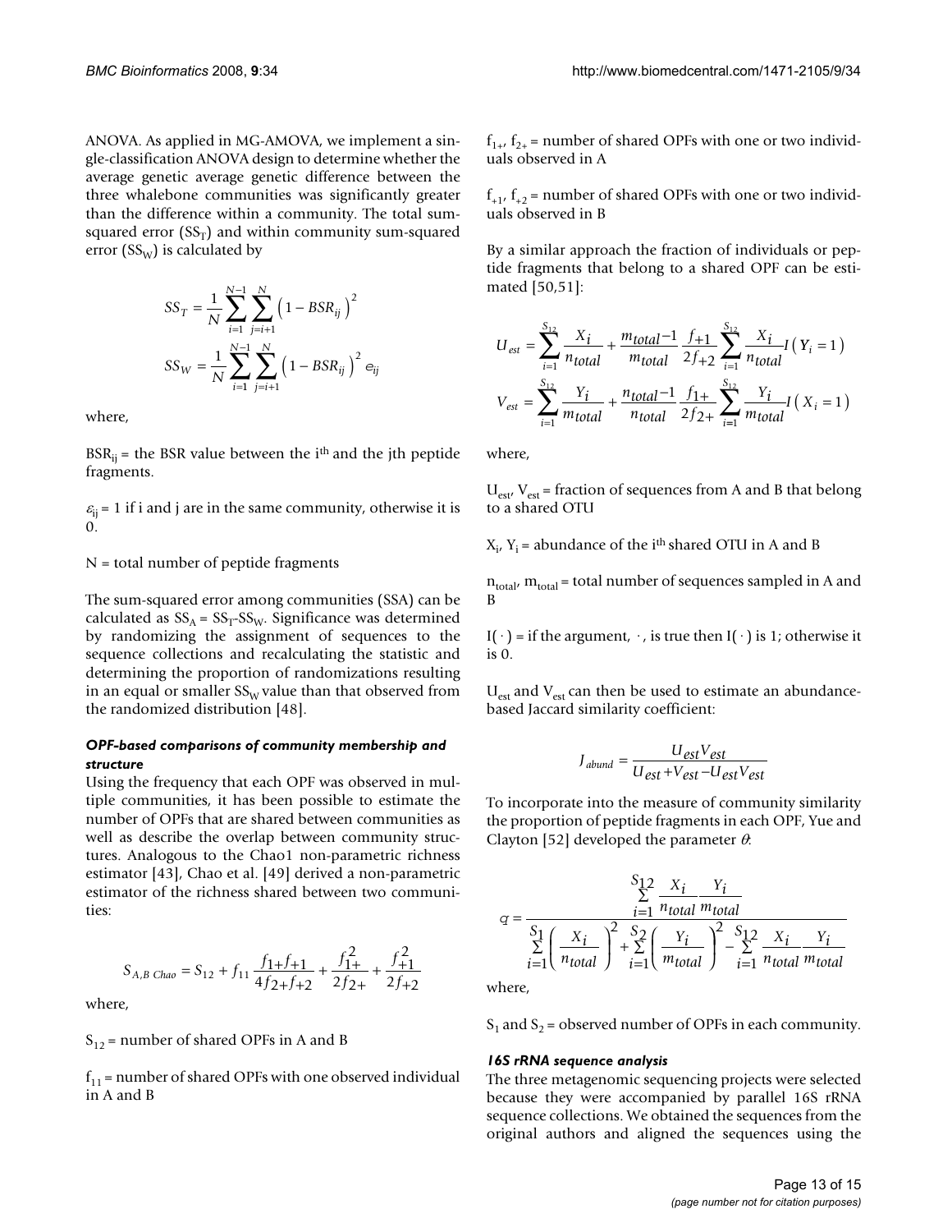ANOVA. As applied in MG-AMOVA, we implement a single-classification ANOVA design to determine whether the average genetic average genetic difference between the three whalebone communities was significantly greater than the difference within a community. The total sum-squared error ($SS_T$) and within community sum-squared error ($SS_W$) is calculated by

$$SS_T = \frac{1}{N}\sum_{i=1}^{N-1}\sum_{j=i+1}^{N}\left(1 - BSR_{ij}\right)^2$$

$$SS_W = \frac{1}{N}\sum_{i=1}^{N-1}\sum_{j=i+1}^{N}\left(1 - BSR_{ij}\right)^2 e_{ij}$$

where,

$BSR_{ij}$ = the BSR value between the i[th] and the jth peptide fragments.

$\varepsilon_{ij}$ = 1 if i and j are in the same community, otherwise it is 0.

N = total number of peptide fragments

The sum-squared error among communities (SSA) can be calculated as $SS_A = SS_T - SS_W$. Significance was determined by randomizing the assignment of sequences to the sequence collections and recalculating the statistic and determining the proportion of randomizations resulting in an equal or smaller $SS_W$ value than that observed from the randomized distribution [48].

#### *OPF-based comparisons of community membership and structure*

Using the frequency that each OPF was observed in multiple communities, it has been possible to estimate the number of OPFs that are shared between communities as well as describe the overlap between community structures. Analogous to the Chao1 non-parametric richness estimator [43], Chao et al. [49] derived a non-parametric estimator of the richness shared between two communities:

$$S_{A,B\ Chao} = S_{12} + f_{11}\frac{f_{1+}f_{+1}}{4f_{2+}f_{+2}} + \frac{f_{1+}^2}{2f_{2+}} + \frac{f_{+1}^2}{2f_{+2}}$$

where,

$S_{12}$ = number of shared OPFs in A and B

$f_{11}$ = number of shared OPFs with one observed individual in A and B

$f_{1+}$, $f_{2+}$ = number of shared OPFs with one or two individuals observed in A

$f_{+1}$, $f_{+2}$ = number of shared OPFs with one or two individuals observed in B

By a similar approach the fraction of individuals or peptide fragments that belong to a shared OPF can be estimated [50,51]:

$$U_{est} = \sum_{i=1}^{S_{12}}\frac{X_i}{n_{total}} + \frac{m_{total}-1}{m_{total}}\frac{f_{+1}}{2f_{+2}}\sum_{i=1}^{S_{12}}\frac{X_i}{n_{total}}I\left(Y_i = 1\right)$$

$$V_{est} = \sum_{i=1}^{S_{12}}\frac{Y_i}{m_{total}} + \frac{n_{total}-1}{n_{total}}\frac{f_{1+}}{2f_{2+}}\sum_{i=1}^{S_{12}}\frac{Y_i}{m_{total}}I\left(X_i = 1\right)$$

where,

$U_{est}$, $V_{est}$ = fraction of sequences from A and B that belong to a shared OTU

$X_i$, $Y_i$ = abundance of the i[th] shared OTU in A and B

$n_{total}$, $m_{total}$ = total number of sequences sampled in A and B

$I(\cdot)$ = if the argument, $\cdot$, is true then $I(\cdot)$ is 1; otherwise it is 0.

$U_{est}$ and $V_{est}$ can then be used to estimate an abundance-based Jaccard similarity coefficient:

$$J_{abund} = \frac{U_{est}V_{est}}{U_{est}+V_{est}-U_{est}V_{est}}$$

To incorporate into the measure of community similarity the proportion of peptide fragments in each OPF, Yue and Clayton [52] developed the parameter $\theta$:

$$\theta = \frac{\sum_{i=1}^{S_{12}}\frac{X_i}{n_{total}}\frac{Y_i}{m_{total}}}{\sum_{i=1}^{S_1}\left(\frac{X_i}{n_{total}}\right)^2 + \sum_{i=1}^{S_2}\left(\frac{Y_i}{m_{total}}\right)^2 - \sum_{i=1}^{S_{12}}\frac{X_i}{n_{total}}\frac{Y_i}{m_{total}}}$$

where,

$S_1$ and $S_2$ = observed number of OPFs in each community.

#### *16S rRNA sequence analysis*

The three metagenomic sequencing projects were selected because they were accompanied by parallel 16S rRNA sequence collections. We obtained the sequences from the original authors and aligned the sequences using the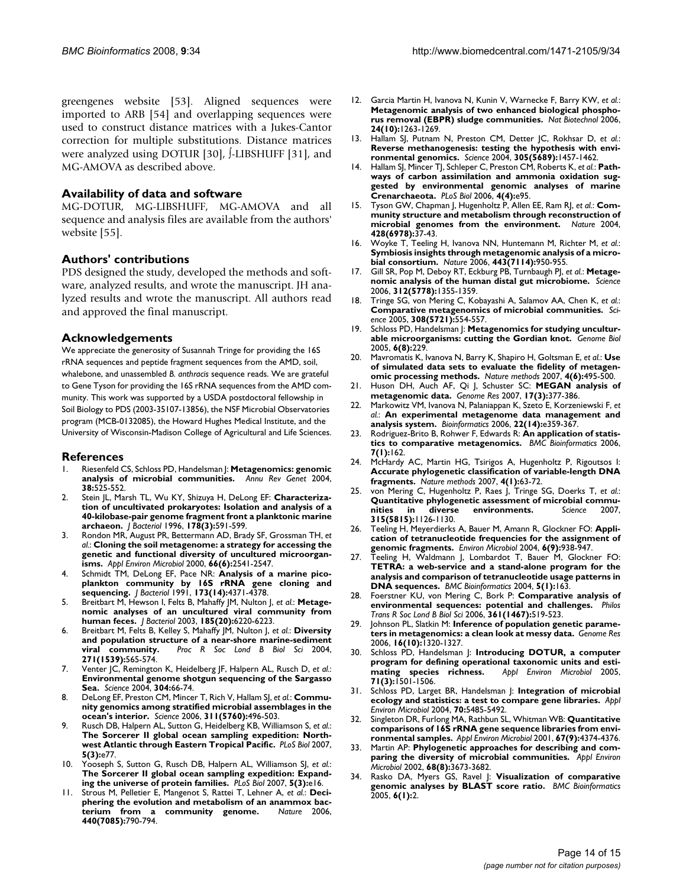greengenes website [53]. Aligned sequences were imported to ARB [54] and overlapping sequences were used to construct distance matrices with a Jukes-Cantor correction for multiple substitutions. Distance matrices were analyzed using DOTUR [30], ∫-LIBSHUFF [31], and MG-AMOVA as described above.

### Availability of data and software

MG-DOTUR, MG-LIBSHUFF, MG-AMOVA and all sequence and analysis files are available from the authors' website [55].

### Authors' contributions

PDS designed the study, developed the methods and software, analyzed results, and wrote the manuscript. JH analyzed results and wrote the manuscript. All authors read and approved the final manuscript.

### Acknowledgements

We appreciate the generosity of Susannah Tringe for providing the 16S rRNA sequences and peptide fragment sequences from the AMD, soil, whalebone, and unassembled *B. anthracis* sequence reads. We are grateful to Gene Tyson for providing the 16S rRNA sequences from the AMD community. This work was supported by a USDA postdoctoral fellowship in Soil Biology to PDS (2003-35107-13856), the NSF Microbial Observatories program (MCB-0132085), the Howard Hughes Medical Institute, and the University of Wisconsin-Madison College of Agricultural and Life Sciences.

### References

1. Riesenfeld CS, Schloss PD, Handelsman J: **Metagenomics: genomic analysis of microbial communities.** *Annu Rev Genet* 2004, **38:**525-552.
2. Stein JL, Marsh TL, Wu KY, Shizuya H, DeLong EF: **Characterization of uncultivated prokaryotes: Isolation and analysis of a 40-kilobase-pair genome fragment front a planktonic marine archaeon.** *J Bacteriol* 1996, **178(3):**591-599.
3. Rondon MR, August PR, Bettermann AD, Brady SF, Grossman TH, *et al.*: **Cloning the soil metagenome: a strategy for accessing the genetic and functional diversity of uncultured microorganisms.** *Appl Environ Microbiol* 2000, **66(6):**2541-2547.
4. Schmidt TM, DeLong EF, Pace NR: **Analysis of a marine picoplankton community by 16S rRNA gene cloning and sequencing.** *J Bacteriol* 1991, **173(14):**4371-4378.
5. Breitbart M, Hewson I, Felts B, Mahaffy JM, Nulton J, *et al.*: **Metagenomic analyses of an uncultured viral community from human feces.** *J Bacteriol* 2003, **185(20):**6220-6223.
6. Breitbart M, Felts B, Kelley S, Mahaffy JM, Nulton J, *et al.*: **Diversity and population structure of a near-shore marine-sediment viral community.** *Proc R Soc Lond B Biol Sci* 2004, **271(1539):**565-574.
7. Venter JC, Remington K, Heidelberg JF, Halpern AL, Rusch D, *et al.*: **Environmental genome shotgun sequencing of the Sargasso Sea.** *Science* 2004, **304:**66-74.
8. DeLong EF, Preston CM, Mincer T, Rich V, Hallam SJ, *et al.*: **Community genomics among stratified microbial assemblages in the ocean's interior.** *Science* 2006, **311(5760):**496-503.
9. Rusch DB, Halpern AL, Sutton G, Heidelberg KB, Williamson S, *et al.*: **The Sorcerer II global ocean sampling expedition: Northwest Atlantic through Eastern Tropical Pacific.** *PLoS Biol* 2007, **5(3):**e77.
10. Yooseph S, Sutton G, Rusch DB, Halpern AL, Williamson SJ, *et al.*: **The Sorcerer II global ocean sampling expedition: Expanding the universe of protein families.** *PLoS Biol* 2007, **5(3):**e16.
11. Strous M, Pelletier E, Mangenot S, Rattei T, Lehner A, *et al.*: **Deciphering the evolution and metabolism of an anammox bacterium from a community genome.** *Nature* 2006, **440(7085):**790-794.
12. Garcia Martin H, Ivanova N, Kunin V, Warnecke F, Barry KW, *et al.*: **Metagenomic analysis of two enhanced biological phosphorus removal (EBPR) sludge communities.** *Nat Biotechnol* 2006, **24(10):**1263-1269.
13. Hallam SJ, Putnam N, Preston CM, Detter JC, Rokhsar D, *et al.*: **Reverse methanogenesis: testing the hypothesis with environmental genomics.** *Science* 2004, **305(5689):**1457-1462.
14. Hallam SJ, Mincer TJ, Schleper C, Preston CM, Roberts K, *et al.*: **Pathways of carbon assimilation and ammonia oxidation suggested by environmental genomic analyses of marine Crenarchaeota.** *PLoS Biol* 2006, **4(4):**e95.
15. Tyson GW, Chapman J, Hugenholtz P, Allen EE, Ram RJ, *et al.*: **Community structure and metabolism through reconstruction of microbial genomes from the environment.** *Nature* 2004, **428(6978):**37-43.
16. Woyke T, Teeling H, Ivanova NN, Huntemann M, Richter M, *et al.*: **Symbiosis insights through metagenomic analysis of a microbial consortium.** *Nature* 2006, **443(7114):**950-955.
17. Gill SR, Pop M, Deboy RT, Eckburg PB, Turnbaugh PJ, *et al.*: **Metagenomic analysis of the human distal gut microbiome.** *Science* 2006, **312(5778):**1355-1359.
18. Tringe SG, von Mering C, Kobayashi A, Salamov AA, Chen K, *et al.*: **Comparative metagenomics of microbial communities.** *Science* 2005, **308(5721):**554-557.
19. Schloss PD, Handelsman J: **Metagenomics for studying unculturable microorganisms: cutting the Gordian knot.** *Genome Biol* 2005, **6(8):**229.
20. Mavromatis K, Ivanova N, Barry K, Shapiro H, Goltsman E, *et al.*: **Use of simulated data sets to evaluate the fidelity of metagenomic processing methods.** *Nature methods* 2007, **4(6):**495-500.
21. Huson DH, Auch AF, Qi J, Schuster SC: **MEGAN analysis of metagenomic data.** *Genome Res* 2007, **17(3):**377-386.
22. Markowitz VM, Ivanova N, Palaniappan K, Szeto E, Korzeniewski F, *et al.*: **An experimental metagenome data management and analysis system.** *Bioinformatics* 2006, **22(14):**e359-367.
23. Rodriguez-Brito B, Rohwer F, Edwards R: **An application of statistics to comparative metagenomics.** *BMC Bioinformatics* 2006, **7(1):**162.
24. McHardy AC, Martin HG, Tsirigos A, Hugenholtz P, Rigoutsos I: **Accurate phylogenetic classification of variable-length DNA fragments.** *Nature methods* 2007, **4(1):**63-72.
25. von Mering C, Hugenholtz P, Raes J, Tringe SG, Doerks T, *et al.*: **Quantitative phylogenetic assessment of microbial communities in diverse environments.** *Science* 2007, **315(5815):**1126-1130.
26. Teeling H, Meyerdierks A, Bauer M, Amann R, Glockner FO: **Application of tetranucleotide frequencies for the assignment of genomic fragments.** *Environ Microbiol* 2004, **6(9):**938-947.
27. Teeling H, Waldmann J, Lombardot T, Bauer M, Glockner FO: **TETRA: a web-service and a stand-alone program for the analysis and comparison of tetranucleotide usage patterns in DNA sequences.** *BMC Bioinformatics* 2004, **5(1):**163.
28. Foerstner KU, von Mering C, Bork P: **Comparative analysis of environmental sequences: potential and challenges.** *Philos Trans R Soc Lond B Biol Sci* 2006, **361(1467):**519-523.
29. Johnson PL, Slatkin M: **Inference of population genetic parameters in metagenomics: a clean look at messy data.** *Genome Res* 2006, **16(10):**1320-1327.
30. Schloss PD, Handelsman J: **Introducing DOTUR, a computer program for defining operational taxonomic units and estimating species richness.** *Appl Environ Microbiol* 2005, **71(3):**1501-1506.
31. Schloss PD, Larget BR, Handelsman J: **Integration of microbial ecology and statistics: a test to compare gene libraries.** *Appl Environ Microbiol* 2004, **70:**5485-5492.
32. Singleton DR, Furlong MA, Rathbun SL, Whitman WB: **Quantitative comparisons of 16S rRNA gene sequence libraries from environmental samples.** *Appl Environ Microbiol* 2001, **67(9):**4374-4376.
33. Martin AP: **Phylogenetic approaches for describing and comparing the diversity of microbial communities.** *Appl Environ Microbiol* 2002, **68(8):**3673-3682.
34. Rasko DA, Myers GS, Ravel J: **Visualization of comparative genomic analyses by BLAST score ratio.** *BMC Bioinformatics* 2005, **6(1):**2.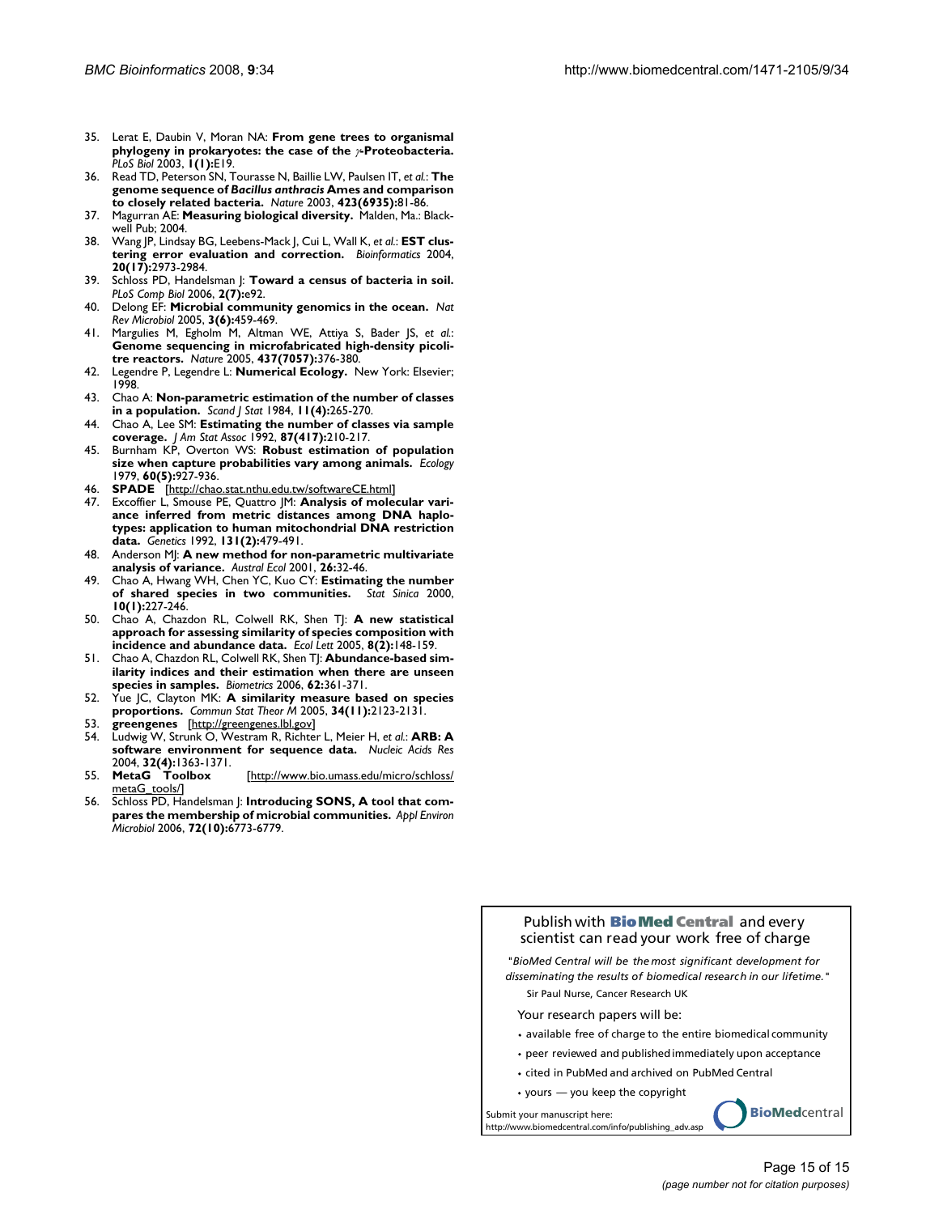35. Lerat E, Daubin V, Moran NA: **From gene trees to organismal phylogeny in prokaryotes: the case of the γ-Proteobacteria.** *PLoS Biol* 2003, **1(1):**E19.
36. Read TD, Peterson SN, Tourasse N, Baillie LW, Paulsen IT, *et al.*: **The genome sequence of *Bacillus anthracis* Ames and comparison to closely related bacteria.** *Nature* 2003, **423(6935):**81-86.
37. Magurran AE: **Measuring biological diversity.** Malden, Ma.: Blackwell Pub; 2004.
38. Wang JP, Lindsay BG, Leebens-Mack J, Cui L, Wall K, *et al.*: **EST clustering error evaluation and correction.** *Bioinformatics* 2004, **20(17):**2973-2984.
39. Schloss PD, Handelsman J: **Toward a census of bacteria in soil.** *PLoS Comp Biol* 2006, **2(7):**e92.
40. Delong EF: **Microbial community genomics in the ocean.** *Nat Rev Microbiol* 2005, **3(6):**459-469.
41. Margulies M, Egholm M, Altman WE, Attiya S, Bader JS, *et al.*: **Genome sequencing in microfabricated high-density picolitre reactors.** *Nature* 2005, **437(7057):**376-380.
42. Legendre P, Legendre L: **Numerical Ecology.** New York: Elsevier; 1998.
43. Chao A: **Non-parametric estimation of the number of classes in a population.** *Scand J Stat* 1984, **11(4):**265-270.
44. Chao A, Lee SM: **Estimating the number of classes via sample coverage.** *J Am Stat Assoc* 1992, **87(417):**210-217.
45. Burnham KP, Overton WS: **Robust estimation of population size when capture probabilities vary among animals.** *Ecology* 1979, **60(5):**927-936.
46. **SPADE** [http://chao.stat.nthu.edu.tw/softwareCE.html]
47. Excoffier L, Smouse PE, Quattro JM: **Analysis of molecular variance inferred from metric distances among DNA haplotypes: application to human mitochondrial DNA restriction data.** *Genetics* 1992, **131(2):**479-491.
48. Anderson MJ: **A new method for non-parametric multivariate analysis of variance.** *Austral Ecol* 2001, **26:**32-46.
49. Chao A, Hwang WH, Chen YC, Kuo CY: **Estimating the number of shared species in two communities.** *Stat Sinica* 2000, **10(1):**227-246.
50. Chao A, Chazdon RL, Colwell RK, Shen TJ: **A new statistical approach for assessing similarity of species composition with incidence and abundance data.** *Ecol Lett* 2005, **8(2):**148-159.
51. Chao A, Chazdon RL, Colwell RK, Shen TJ: **Abundance-based similarity indices and their estimation when there are unseen species in samples.** *Biometrics* 2006, **62:**361-371.
52. Yue JC, Clayton MK: **A similarity measure based on species proportions.** *Commun Stat Theor M* 2005, **34(11):**2123-2131.
53. **greengenes** [http://greengenes.lbl.gov]
54. Ludwig W, Strunk O, Westram R, Richter L, Meier H, *et al.*: **ARB: A software environment for sequence data.** *Nucleic Acids Res* 2004, **32(4):**1363-1371.
55. **MetaG Toolbox** [http://www.bio.umass.edu/micro/schloss/metaG_tools/]
56. Schloss PD, Handelsman J: **Introducing SONS, A tool that compares the membership of microbial communities.** *Appl Environ Microbiol* 2006, **72(10):**6773-6779.

Publish with **BioMed Central** and every scientist can read your work free of charge

*"BioMed Central will be the most significant development for disseminating the results of biomedical research in our lifetime."*

Sir Paul Nurse, Cancer Research UK

Your research papers will be:

- available free of charge to the entire biomedical community
- peer reviewed and published immediately upon acceptance
- cited in PubMed and archived on PubMed Central
- yours — you keep the copyright

Submit your manuscript here:
http://www.biomedcentral.com/info/publishing_adv.asp

**BioMed**central